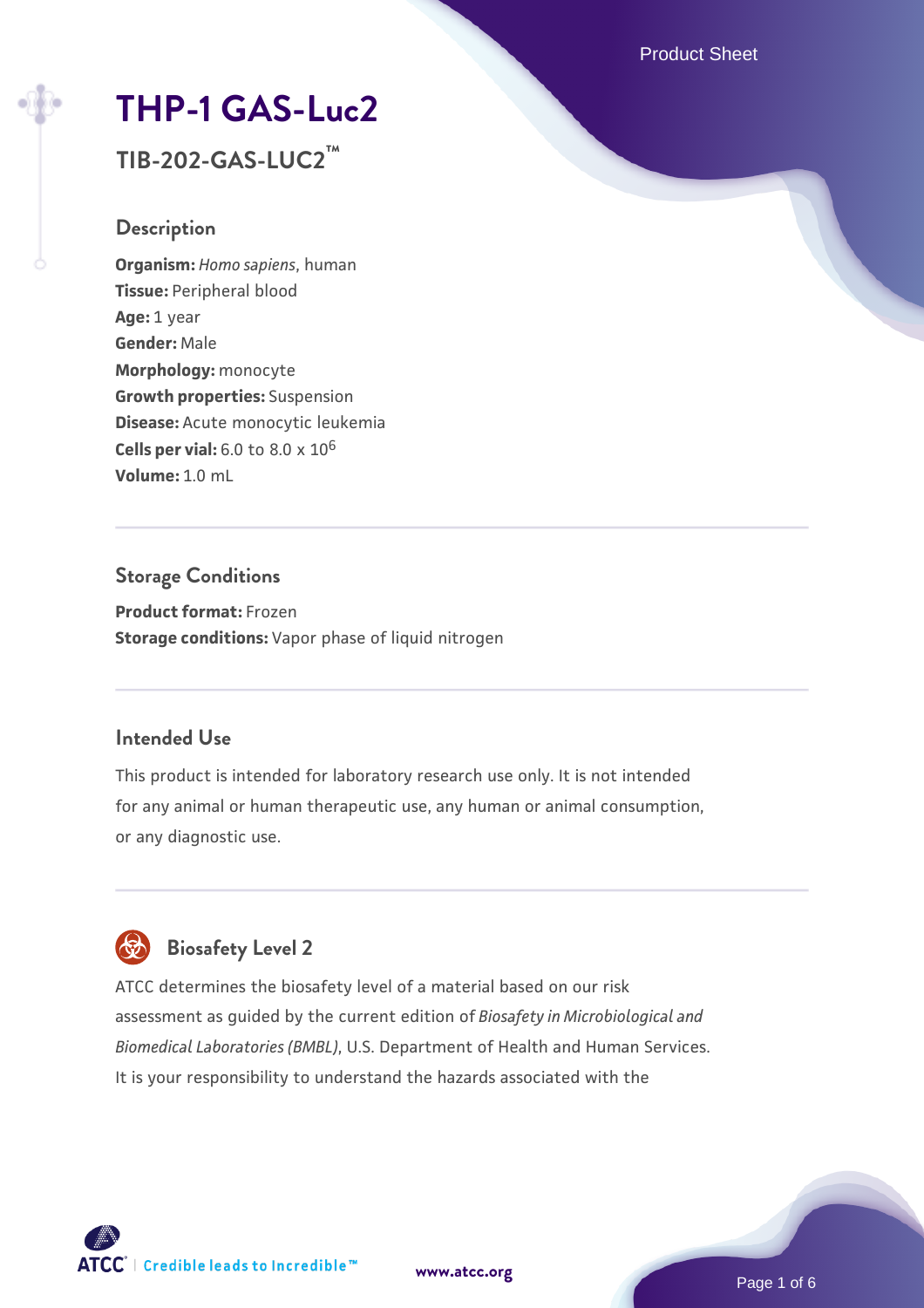# THP-1 GAS-Luc2

## TIB-202-GAS-LUC2™

### Description

**Organism:** *Homo sapiens*, human
**Tissue:** Peripheral blood
**Age:** 1 year
**Gender:** Male
**Morphology:** monocyte
**Growth properties:** Suspension
**Disease:** Acute monocytic leukemia
**Cells per vial:** 6.0 to 8.0 x $10^6$
**Volume:** 1.0 mL

### Storage Conditions

**Product format:** Frozen
**Storage conditions:** Vapor phase of liquid nitrogen

### Intended Use

This product is intended for laboratory research use only. It is not intended for any animal or human therapeutic use, any human or animal consumption, or any diagnostic use.

### Biosafety Level 2

ATCC determines the biosafety level of a material based on our risk assessment as guided by the current edition of *Biosafety in Microbiological and Biomedical Laboratories (BMBL)*, U.S. Department of Health and Human Services. It is your responsibility to understand the hazards associated with the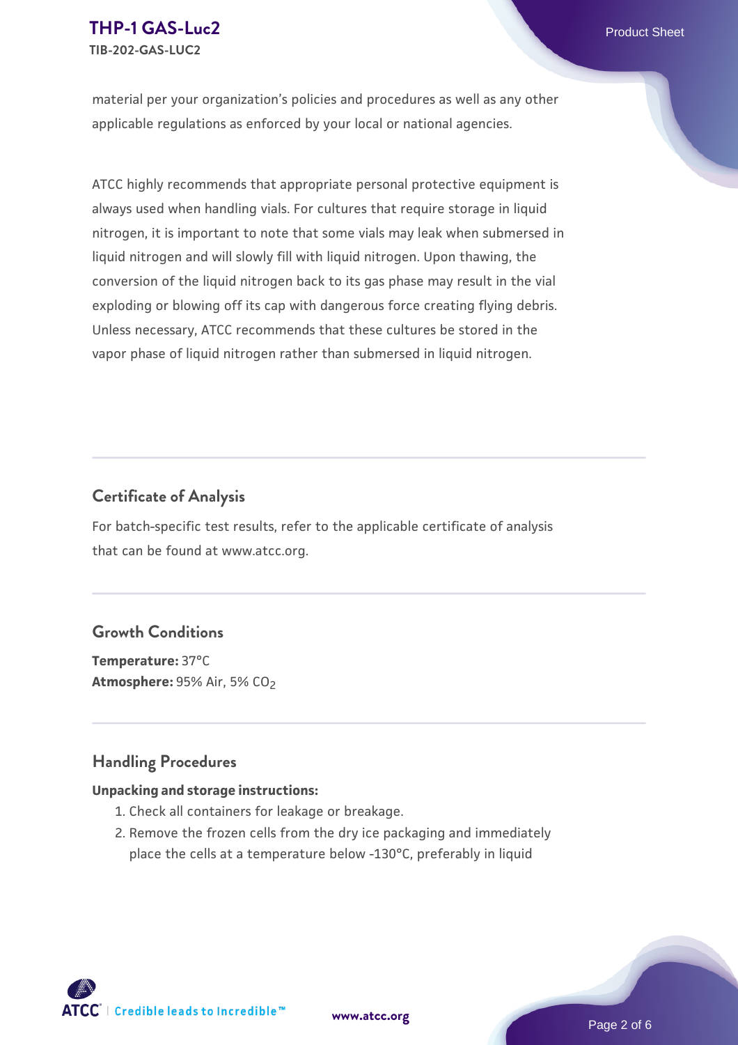material per your organization's policies and procedures as well as any other applicable regulations as enforced by your local or national agencies.

ATCC highly recommends that appropriate personal protective equipment is always used when handling vials. For cultures that require storage in liquid nitrogen, it is important to note that some vials may leak when submersed in liquid nitrogen and will slowly fill with liquid nitrogen. Upon thawing, the conversion of the liquid nitrogen back to its gas phase may result in the vial exploding or blowing off its cap with dangerous force creating flying debris. Unless necessary, ATCC recommends that these cultures be stored in the vapor phase of liquid nitrogen rather than submersed in liquid nitrogen.

## Certificate of Analysis

For batch-specific test results, refer to the applicable certificate of analysis that can be found at www.atcc.org.

## Growth Conditions

**Temperature:** 37°C
**Atmosphere:** 95% Air, 5% $CO_2$

## Handling Procedures

**Unpacking and storage instructions:**

1. Check all containers for leakage or breakage.
2. Remove the frozen cells from the dry ice packaging and immediately place the cells at a temperature below -130°C, preferably in liquid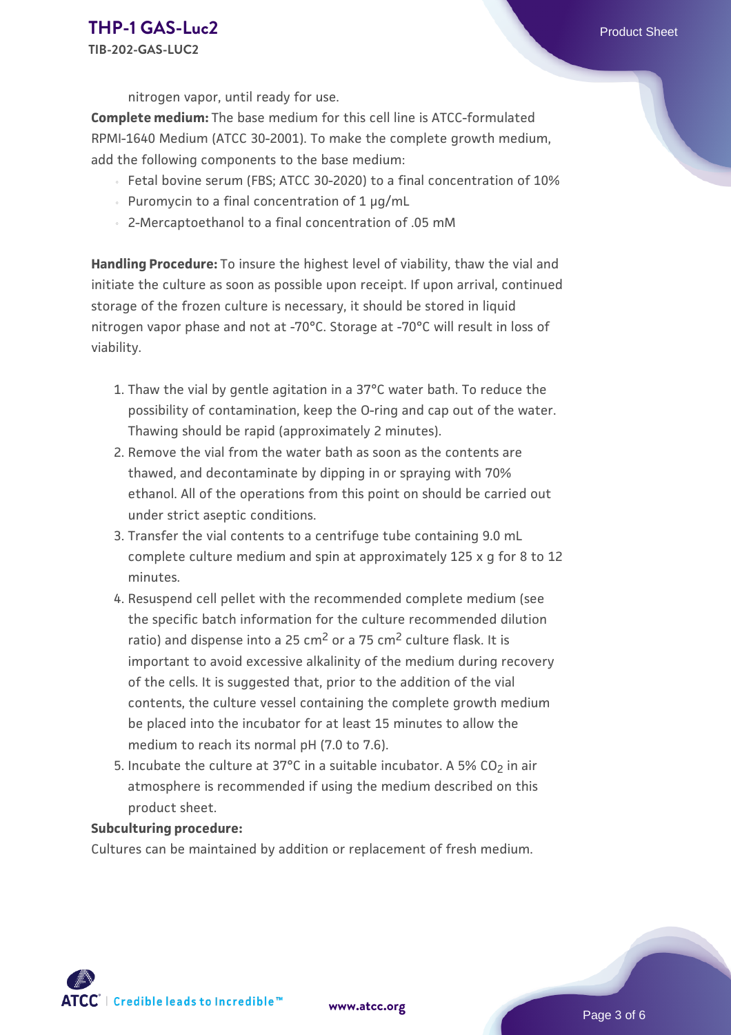nitrogen vapor, until ready for use.

**Complete medium:** The base medium for this cell line is ATCC-formulated RPMI-1640 Medium (ATCC 30-2001). To make the complete growth medium, add the following components to the base medium:

- Fetal bovine serum (FBS; ATCC 30-2020) to a final concentration of 10%
- Puromycin to a final concentration of 1 µg/mL
- 2-Mercaptoethanol to a final concentration of .05 mM

**Handling Procedure:** To insure the highest level of viability, thaw the vial and initiate the culture as soon as possible upon receipt. If upon arrival, continued storage of the frozen culture is necessary, it should be stored in liquid nitrogen vapor phase and not at -70°C. Storage at -70°C will result in loss of viability.

1. Thaw the vial by gentle agitation in a 37°C water bath. To reduce the possibility of contamination, keep the O-ring and cap out of the water. Thawing should be rapid (approximately 2 minutes).
2. Remove the vial from the water bath as soon as the contents are thawed, and decontaminate by dipping in or spraying with 70% ethanol. All of the operations from this point on should be carried out under strict aseptic conditions.
3. Transfer the vial contents to a centrifuge tube containing 9.0 mL complete culture medium and spin at approximately 125 x g for 8 to 12 minutes.
4. Resuspend cell pellet with the recommended complete medium (see the specific batch information for the culture recommended dilution ratio) and dispense into a 25 $cm^2$ or a 75 $cm^2$ culture flask. It is important to avoid excessive alkalinity of the medium during recovery of the cells. It is suggested that, prior to the addition of the vial contents, the culture vessel containing the complete growth medium be placed into the incubator for at least 15 minutes to allow the medium to reach its normal pH (7.0 to 7.6).
5. Incubate the culture at 37°C in a suitable incubator. A 5% $CO_2$ in air atmosphere is recommended if using the medium described on this product sheet.

**Subculturing procedure:**

Cultures can be maintained by addition or replacement of fresh medium.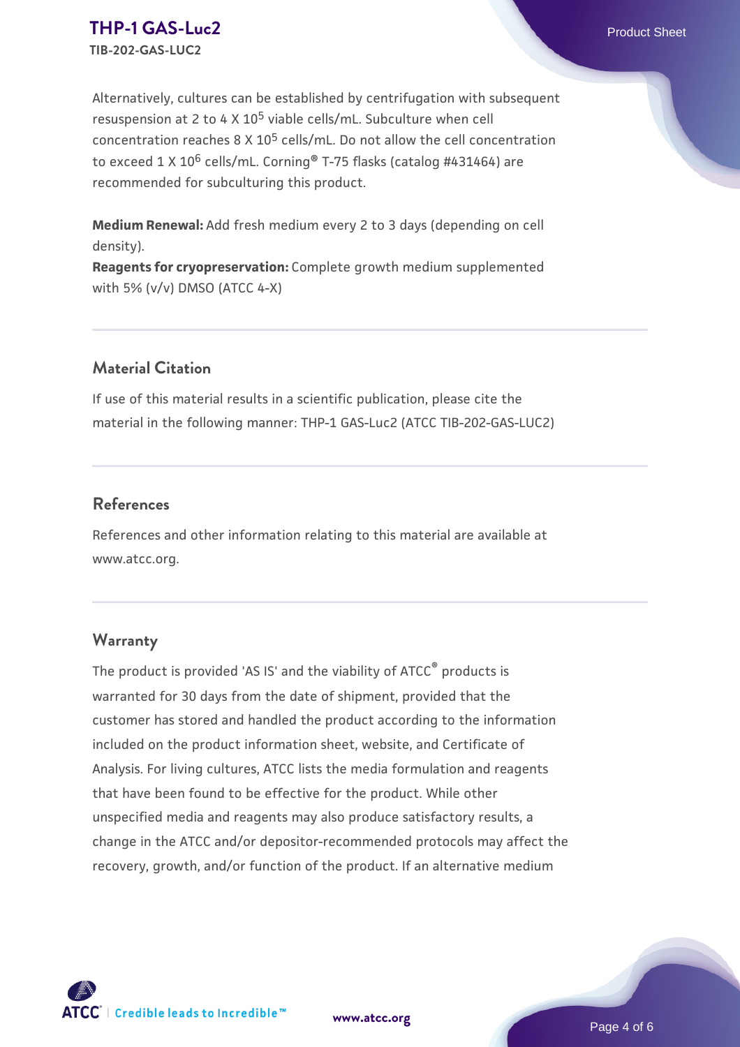Alternatively, cultures can be established by centrifugation with subsequent resuspension at 2 to 4 X $10^5$ viable cells/mL. Subculture when cell concentration reaches 8 X $10^5$ cells/mL. Do not allow the cell concentration to exceed 1 X $10^6$ cells/mL. Corning® T-75 flasks (catalog #431464) are recommended for subculturing this product.

**Medium Renewal:** Add fresh medium every 2 to 3 days (depending on cell density).

**Reagents for cryopreservation:** Complete growth medium supplemented with 5% (v/v) DMSO (ATCC 4-X)

## Material Citation

If use of this material results in a scientific publication, please cite the material in the following manner: THP-1 GAS-Luc2 (ATCC TIB-202-GAS-LUC2)

## References

References and other information relating to this material are available at www.atcc.org.

## Warranty

The product is provided 'AS IS' and the viability of ATCC® products is warranted for 30 days from the date of shipment, provided that the customer has stored and handled the product according to the information included on the product information sheet, website, and Certificate of Analysis. For living cultures, ATCC lists the media formulation and reagents that have been found to be effective for the product. While other unspecified media and reagents may also produce satisfactory results, a change in the ATCC and/or depositor-recommended protocols may affect the recovery, growth, and/or function of the product. If an alternative medium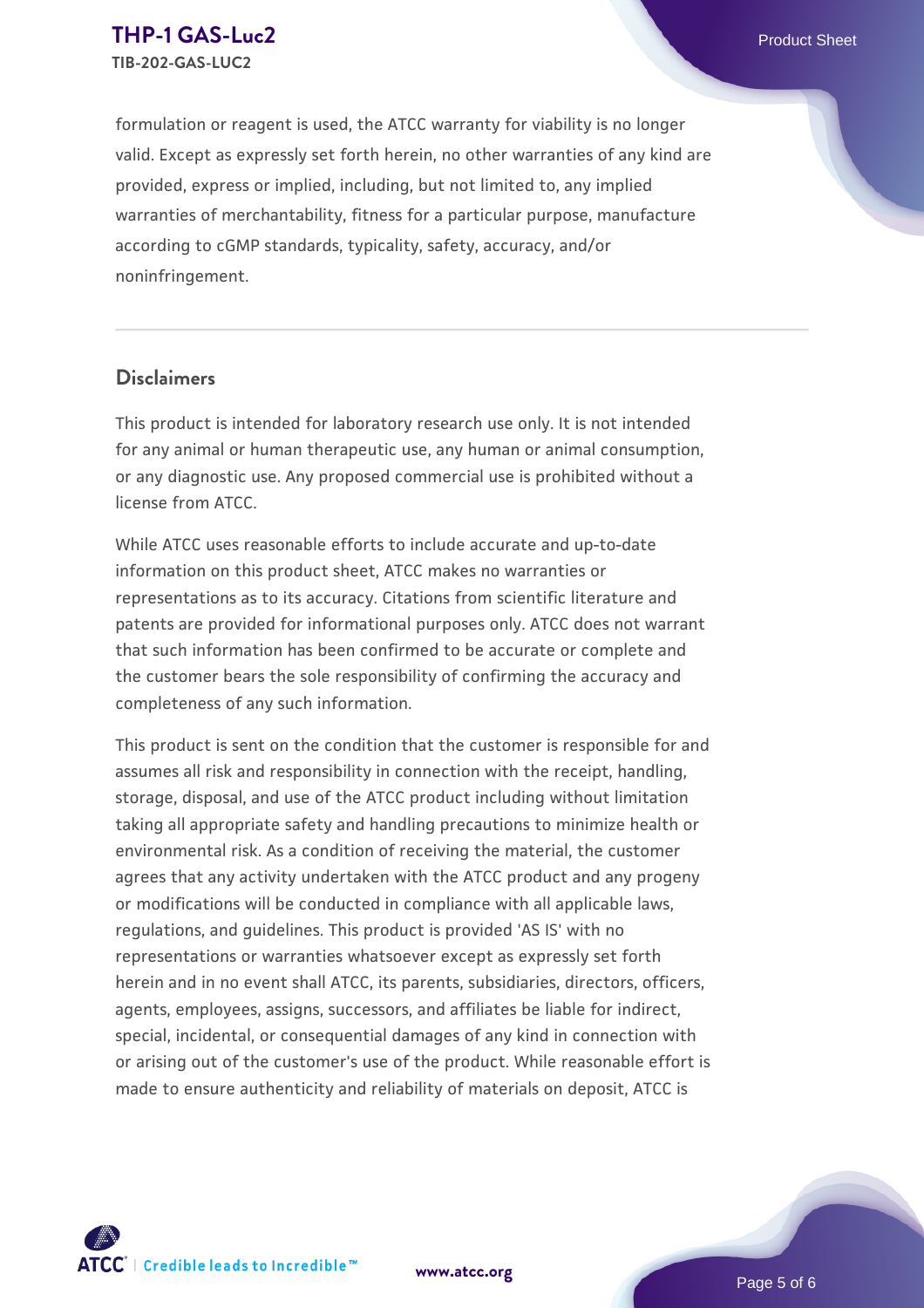formulation or reagent is used, the ATCC warranty for viability is no longer valid. Except as expressly set forth herein, no other warranties of any kind are provided, express or implied, including, but not limited to, any implied warranties of merchantability, fitness for a particular purpose, manufacture according to cGMP standards, typicality, safety, accuracy, and/or noninfringement.

## Disclaimers

This product is intended for laboratory research use only. It is not intended for any animal or human therapeutic use, any human or animal consumption, or any diagnostic use. Any proposed commercial use is prohibited without a license from ATCC.

While ATCC uses reasonable efforts to include accurate and up-to-date information on this product sheet, ATCC makes no warranties or representations as to its accuracy. Citations from scientific literature and patents are provided for informational purposes only. ATCC does not warrant that such information has been confirmed to be accurate or complete and the customer bears the sole responsibility of confirming the accuracy and completeness of any such information.

This product is sent on the condition that the customer is responsible for and assumes all risk and responsibility in connection with the receipt, handling, storage, disposal, and use of the ATCC product including without limitation taking all appropriate safety and handling precautions to minimize health or environmental risk. As a condition of receiving the material, the customer agrees that any activity undertaken with the ATCC product and any progeny or modifications will be conducted in compliance with all applicable laws, regulations, and guidelines. This product is provided 'AS IS' with no representations or warranties whatsoever except as expressly set forth herein and in no event shall ATCC, its parents, subsidiaries, directors, officers, agents, employees, assigns, successors, and affiliates be liable for indirect, special, incidental, or consequential damages of any kind in connection with or arising out of the customer's use of the product. While reasonable effort is made to ensure authenticity and reliability of materials on deposit, ATCC is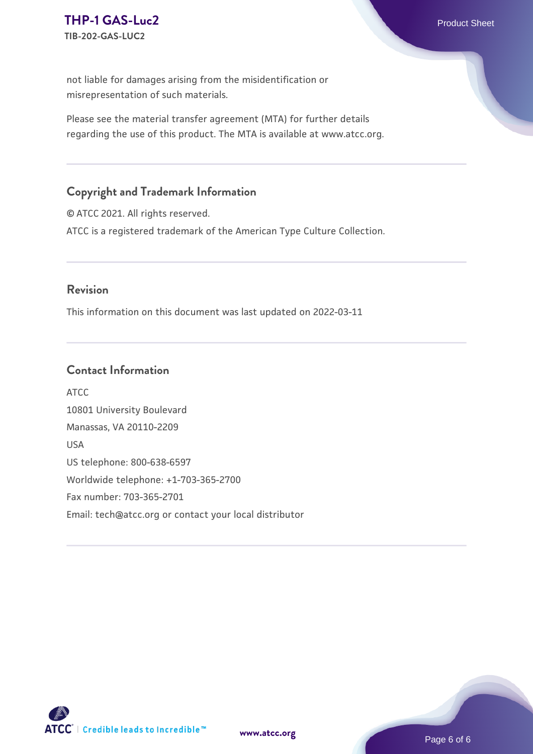not liable for damages arising from the misidentification or misrepresentation of such materials.

Please see the material transfer agreement (MTA) for further details regarding the use of this product. The MTA is available at www.atcc.org.

## Copyright and Trademark Information

© ATCC 2021. All rights reserved.

ATCC is a registered trademark of the American Type Culture Collection.

## Revision

This information on this document was last updated on 2022-03-11

## Contact Information

ATCC
10801 University Boulevard
Manassas, VA 20110-2209
USA
US telephone: 800-638-6597
Worldwide telephone: +1-703-365-2700
Fax number: 703-365-2701
Email: tech@atcc.org or contact your local distributor